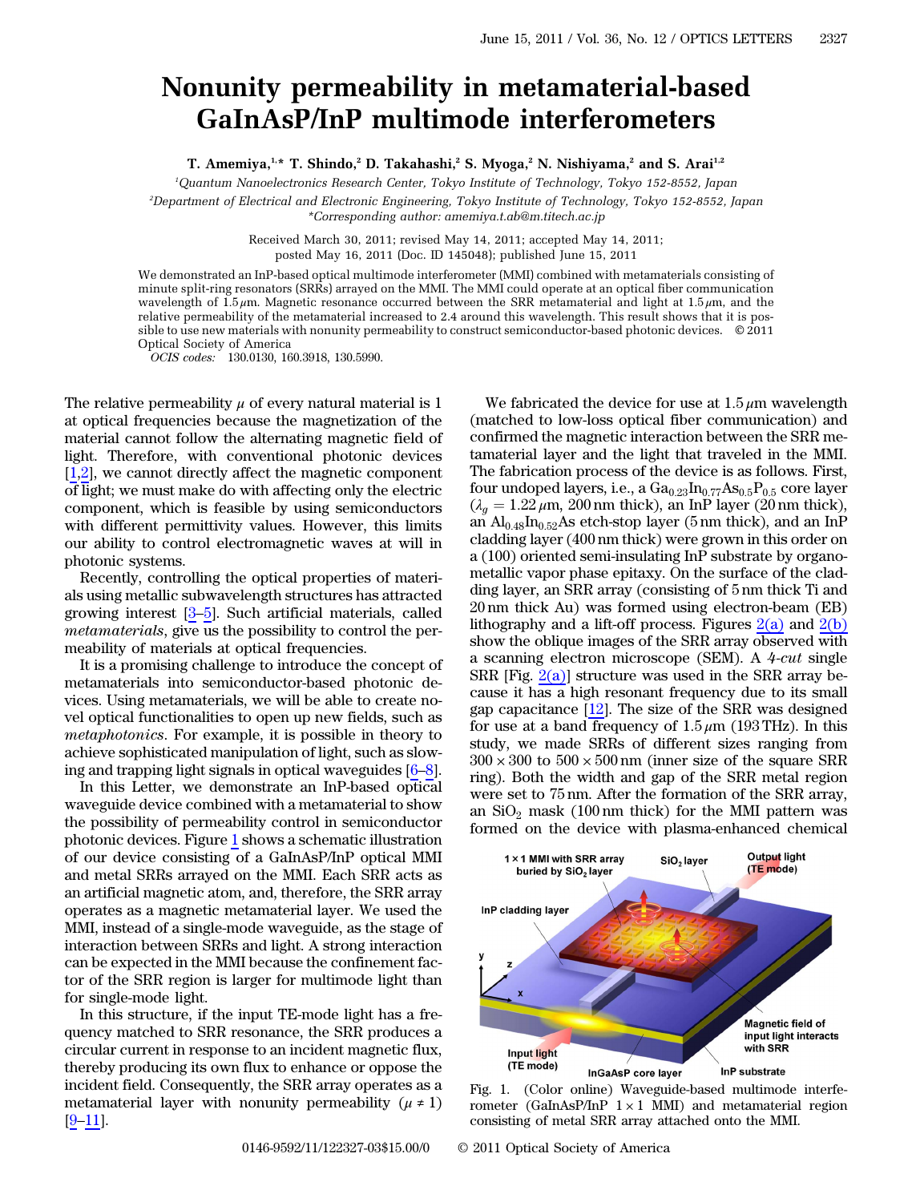# Nonunity permeability in metamaterial-based GaInAsP/InP multimode interferometers

**T. Amemiya,[1,*] T. Shindo,[2] D. Takahashi,[2] S. Myoga,[2] N. Nishiyama,[2] and S. Arai[1,2]**

[1]Quantum Nanoelectronics Research Center, Tokyo Institute of Technology, Tokyo 152-8552, Japan

[2]Department of Electrical and Electronic Engineering, Tokyo Institute of Technology, Tokyo 152-8552, Japan

*Corresponding author: amemiya.t.ab@m.titech.ac.jp

Received March 30, 2011; revised May 14, 2011; accepted May 14, 2011; posted May 16, 2011 (Doc. ID 145048); published June 15, 2011

We demonstrated an InP-based optical multimode interferometer (MMI) combined with metamaterials consisting of minute split-ring resonators (SRRs) arrayed on the MMI. The MMI could operate at an optical fiber communication wavelength of $1.5\,\mu$m. Magnetic resonance occurred between the SRR metamaterial and light at $1.5\,\mu$m, and the relative permeability of the metamaterial increased to 2.4 around this wavelength. This result shows that it is possible to use new materials with nonunity permeability to construct semiconductor-based photonic devices. © 2011 Optical Society of America

*OCIS codes:* 130.0130, 160.3918, 130.5990.

The relative permeability $\mu$ of every natural material is 1 at optical frequencies because the magnetization of the material cannot follow the alternating magnetic field of light. Therefore, with conventional photonic devices [1,2], we cannot directly affect the magnetic component of light; we must make do with affecting only the electric component, which is feasible by using semiconductors with different permittivity values. However, this limits our ability to control electromagnetic waves at will in photonic systems.

Recently, controlling the optical properties of materials using metallic subwavelength structures has attracted growing interest [3–5]. Such artificial materials, called *metamaterials*, give us the possibility to control the permeability of materials at optical frequencies.

It is a promising challenge to introduce the concept of metamaterials into semiconductor-based photonic devices. Using metamaterials, we will be able to create novel optical functionalities to open up new fields, such as *metaphotonics*. For example, it is possible in theory to achieve sophisticated manipulation of light, such as slowing and trapping light signals in optical waveguides [6–8].

In this Letter, we demonstrate an InP-based optical waveguide device combined with a metamaterial to show the possibility of permeability control in semiconductor photonic devices. Figure 1 shows a schematic illustration of our device consisting of a GaInAsP/InP optical MMI and metal SRRs arrayed on the MMI. Each SRR acts as an artificial magnetic atom, and, therefore, the SRR array operates as a magnetic metamaterial layer. We used the MMI, instead of a single-mode waveguide, as the stage of interaction between SRRs and light. A strong interaction can be expected in the MMI because the confinement factor of the SRR region is larger for multimode light than for single-mode light.

In this structure, if the input TE-mode light has a frequency matched to SRR resonance, the SRR produces a circular current in response to an incident magnetic flux, thereby producing its own flux to enhance or oppose the incident field. Consequently, the SRR array operates as a metamaterial layer with nonunity permeability ($\mu \neq 1$) [9–11].

We fabricated the device for use at $1.5\,\mu$m wavelength (matched to low-loss optical fiber communication) and confirmed the magnetic interaction between the SRR metamaterial layer and the light that traveled in the MMI. The fabrication process of the device is as follows. First, four undoped layers, i.e., a $Ga_{0.23}In_{0.77}As_{0.5}P_{0.5}$ core layer ($\lambda_g = 1.22\,\mu$m, 200 nm thick), an InP layer (20 nm thick), an $Al_{0.48}In_{0.52}As$ etch-stop layer (5 nm thick), and an InP cladding layer (400 nm thick) were grown in this order on a (100) oriented semi-insulating InP substrate by organometallic vapor phase epitaxy. On the surface of the cladding layer, an SRR array (consisting of 5 nm thick Ti and 20 nm thick Au) was formed using electron-beam (EB) lithography and a lift-off process. Figures 2(a) and 2(b) show the oblique images of the SRR array observed with a scanning electron microscope (SEM). A *4-cut* single SRR [Fig. 2(a)] structure was used in the SRR array because it has a high resonant frequency due to its small gap capacitance [12]. The size of the SRR was designed for use at a band frequency of $1.5\,\mu$m (193 THz). In this study, we made SRRs of different sizes ranging from $300 \times 300$ to $500 \times 500$ nm (inner size of the square SRR ring). Both the width and gap of the SRR metal region were set to 75 nm. After the formation of the SRR array, an $SiO_2$ mask (100 nm thick) for the MMI pattern was formed on the device with plasma-enhanced chemical

1 × 1 MMI with SRR array buried by $SiO_2$ layer

$SiO_2$ layer

Output light (TE mode)

InP cladding layer

y

z

x

Magnetic field of input light interacts with SRR

Input light (TE mode)

InGaAsP core layer

InP substrate

Fig. 1. (Color online) Waveguide-based multimode interferometer (GaInAsP/InP 1 × 1 MMI) and metamaterial region consisting of metal SRR array attached onto the MMI.

0146-9592/11/122327-03$15.00/0 © 2011 Optical Society of America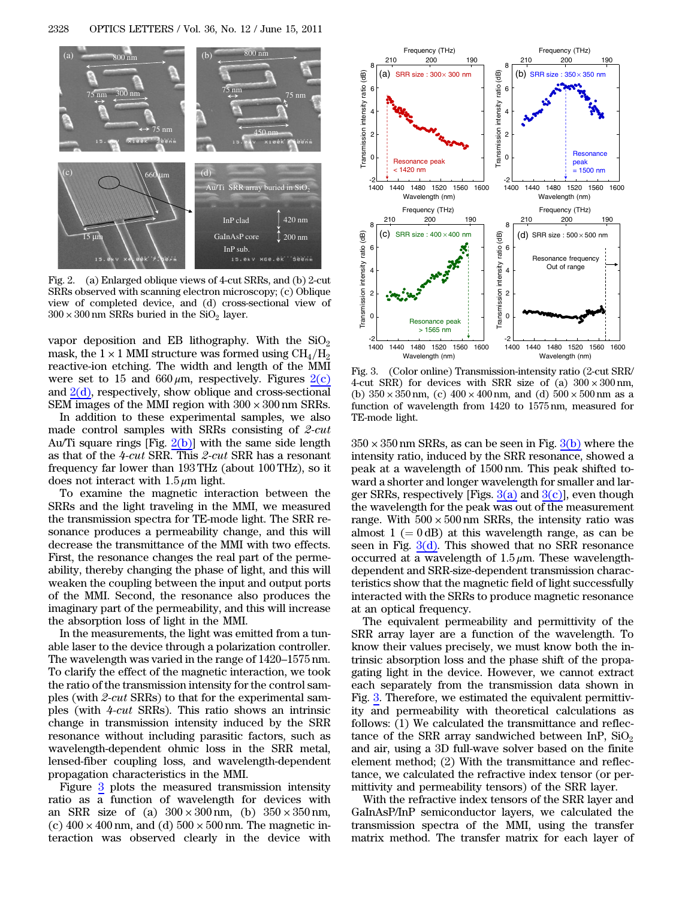Fig. 2. (a) Enlarged oblique views of 4-cut SRRs, and (b) 2-cut SRRs observed with scanning electron microscopy; (c) Oblique view of completed device, and (d) cross-sectional view of $300 \times 300$ nm SRRs buried in the $SiO_2$ layer.

vapor deposition and EB lithography. With the $SiO_2$ mask, the $1 \times 1$ MMI structure was formed using $CH_4/H_2$ reactive-ion etching. The width and length of the MMI were set to 15 and 660 $\mu$m, respectively. Figures 2(c) and 2(d), respectively, show oblique and cross-sectional SEM images of the MMI region with $300 \times 300$ nm SRRs.

In addition to these experimental samples, we also made control samples with SRRs consisting of *2-cut* Au/Ti square rings [Fig. 2(b)] with the same side length as that of the *4-cut* SRR. This *2-cut* SRR has a resonant frequency far lower than 193 THz (about 100 THz), so it does not interact with 1.5 $\mu$m light.

To examine the magnetic interaction between the SRRs and the light traveling in the MMI, we measured the transmission spectra for TE-mode light. The SRR resonance produces a permeability change, and this will decrease the transmittance of the MMI with two effects. First, the resonance changes the real part of the permeability, thereby changing the phase of light, and this will weaken the coupling between the input and output ports of the MMI. Second, the resonance also produces the imaginary part of the permeability, and this will increase the absorption loss of light in the MMI.

In the measurements, the light was emitted from a tunable laser to the device through a polarization controller. The wavelength was varied in the range of 1420–1575 nm. To clarify the effect of the magnetic interaction, we took the ratio of the transmission intensity for the control samples (with *2-cut* SRRs) to that for the experimental samples (with *4-cut* SRRs). This ratio shows an intrinsic change in transmission intensity induced by the SRR resonance without including parasitic factors, such as wavelength-dependent ohmic loss in the SRR metal, lensed-fiber coupling loss, and wavelength-dependent propagation characteristics in the MMI.

Figure 3 plots the measured transmission intensity ratio as a function of wavelength for devices with an SRR size of (a) $300 \times 300$ nm, (b) $350 \times 350$ nm, (c) $400 \times 400$ nm, and (d) $500 \times 500$ nm. The magnetic interaction was observed clearly in the device with

Fig. 3. (Color online) Transmission-intensity ratio (2-cut SRR/4-cut SRR) for devices with SRR size of (a) $300 \times 300$ nm, (b) $350 \times 350$ nm, (c) $400 \times 400$ nm, and (d) $500 \times 500$ nm as a function of wavelength from 1420 to 1575 nm, measured for TE-mode light.

$350 \times 350$ nm SRRs, as can be seen in Fig. 3(b) where the intensity ratio, induced by the SRR resonance, showed a peak at a wavelength of 1500 nm. This peak shifted toward a shorter and longer wavelength for smaller and larger SRRs, respectively [Figs. 3(a) and 3(c)], even though the wavelength for the peak was out of the measurement range. With $500 \times 500$ nm SRRs, the intensity ratio was almost 1 (= 0 dB) at this wavelength range, as can be seen in Fig. 3(d). This showed that no SRR resonance occurred at a wavelength of 1.5 $\mu$m. These wavelength-dependent and SRR-size-dependent transmission characteristics show that the magnetic field of light successfully interacted with the SRRs to produce magnetic resonance at an optical frequency.

The equivalent permeability and permittivity of the SRR array layer are a function of the wavelength. To know their values precisely, we must know both the intrinsic absorption loss and the phase shift of the propagating light in the device. However, we cannot extract each separately from the transmission data shown in Fig. 3. Therefore, we estimated the equivalent permittivity and permeability with theoretical calculations as follows: (1) We calculated the transmittance and reflectance of the SRR array sandwiched between InP, $SiO_2$ and air, using a 3D full-wave solver based on the finite element method; (2) With the transmittance and reflectance, we calculated the refractive index tensor (or permittivity and permeability tensors) of the SRR layer.

With the refractive index tensors of the SRR layer and GaInAsP/InP semiconductor layers, we calculated the transmission spectra of the MMI, using the transfer matrix method. The transfer matrix for each layer of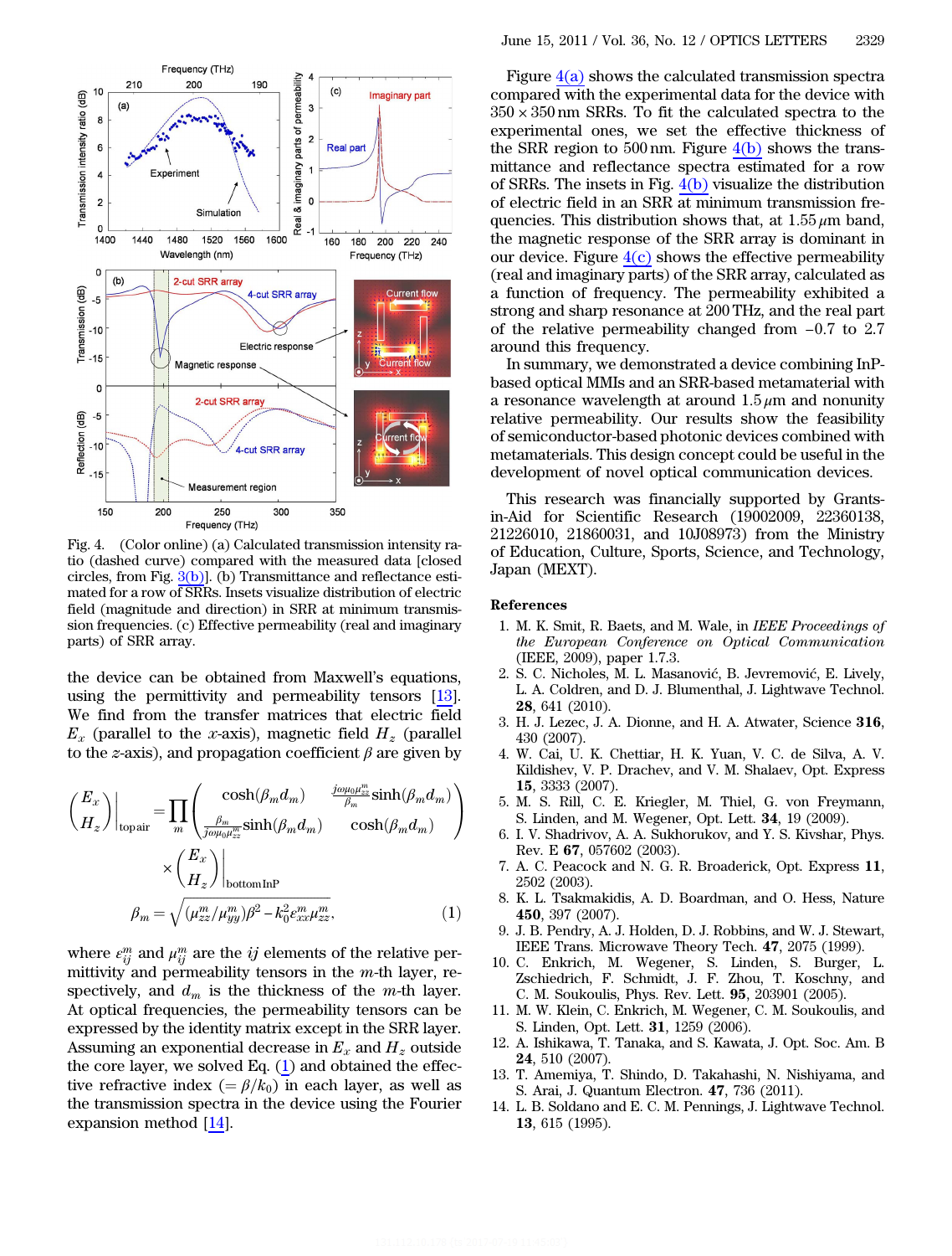Frequency (THz)
210
200
190
(a)
Transmission intensity ratio (dB)
10
8
6
4
2
0
Experiment
Simulation
1400 1440 1480 1520 1560 1600
Wavelength (nm)

(c)
Imaginary part
Real part
Real & imaginary parts of permeability
4
3
2
1
0
-1
160 180 200 220 240
Frequency (THz)

(b)
2-cut SRR array
4-cut SRR array
Transmission (dB)
0
-5
-10
-15
Electric response
Magnetic response
Current flow
Current flow

2-cut SRR array
4-cut SRR array
Reflection (dB)
0
-5
-10
-15
Measurement region
Current flow
150 200 250 300 350
Frequency (THz)

Fig. 4. (Color online) (a) Calculated transmission intensity ratio (dashed curve) compared with the measured data [closed circles, from Fig. 3(b)]. (b) Transmittance and reflectance estimated for a row of SRRs. Insets visualize distribution of electric field (magnitude and direction) in SRR at minimum transmission frequencies. (c) Effective permeability (real and imaginary parts) of SRR array.

the device can be obtained from Maxwell's equations, using the permittivity and permeability tensors [13]. We find from the transfer matrices that electric field $E_x$ (parallel to the $x$-axis), magnetic field $H_z$ (parallel to the $z$-axis), and propagation coefficient $\beta$ are given by

$$\begin{pmatrix} E_x \\ H_z \end{pmatrix}\Bigg|_{\text{top air}} = \prod_m \begin{pmatrix} \cosh(\beta_m d_m) & \frac{j\omega\mu_0\mu_{zz}^m}{\beta_m}\sinh(\beta_m d_m) \\ \frac{\beta_m}{j\omega\mu_0\mu_{zz}^m}\sinh(\beta_m d_m) & \cosh(\beta_m d_m) \end{pmatrix} \times \begin{pmatrix} E_x \\ H_z \end{pmatrix}\Bigg|_{\text{bottom InP}}$$

$$\beta_m = \sqrt{(\mu_{zz}^m/\mu_{yy}^m)\beta^2 - k_0^2 \varepsilon_{xx}^m \mu_{zz}^m}, \tag{1}$$

where $\varepsilon_{ij}^m$ and $\mu_{ij}^m$ are the $ij$ elements of the relative permittivity and permeability tensors in the $m$-th layer, respectively, and $d_m$ is the thickness of the $m$-th layer. At optical frequencies, the permeability tensors can be expressed by the identity matrix except in the SRR layer. Assuming an exponential decrease in $E_x$ and $H_z$ outside the core layer, we solved Eq. (1) and obtained the effective refractive index ($= \beta/k_0$) in each layer, as well as the transmission spectra in the device using the Fourier expansion method [14].

Figure 4(a) shows the calculated transmission spectra compared with the experimental data for the device with $350 \times 350$ nm SRRs. To fit the calculated spectra to the experimental ones, we set the effective thickness of the SRR region to 500 nm. Figure 4(b) shows the transmittance and reflectance spectra estimated for a row of SRRs. The insets in Fig. 4(b) visualize the distribution of electric field in an SRR at minimum transmission frequencies. This distribution shows that, at 1.55 $\mu$m band, the magnetic response of the SRR array is dominant in our device. Figure 4(c) shows the effective permeability (real and imaginary parts) of the SRR array, calculated as a function of frequency. The permeability exhibited a strong and sharp resonance at 200 THz, and the real part of the relative permeability changed from −0.7 to 2.7 around this frequency.

In summary, we demonstrated a device combining InP-based optical MMIs and an SRR-based metamaterial with a resonance wavelength at around 1.5 $\mu$m and nonunity relative permeability. Our results show the feasibility of semiconductor-based photonic devices combined with metamaterials. This design concept could be useful in the development of novel optical communication devices.

This research was financially supported by Grants-in-Aid for Scientific Research (19002009, 22360138, 21226010, 21860031, and 10J08973) from the Ministry of Education, Culture, Sports, Science, and Technology, Japan (MEXT).

## References

1. M. K. Smit, R. Baets, and M. Wale, in *IEEE Proceedings of the European Conference on Optical Communication* (IEEE, 2009), paper 1.7.3.
2. S. C. Nicholes, M. L. Mašanović, B. Jevremović, E. Lively, L. A. Coldren, and D. J. Blumenthal, J. Lightwave Technol. **28**, 641 (2010).
3. H. J. Lezec, J. A. Dionne, and H. A. Atwater, Science **316**, 430 (2007).
4. W. Cai, U. K. Chettiar, H. K. Yuan, V. C. de Silva, A. V. Kildishev, V. P. Drachev, and V. M. Shalaev, Opt. Express **15**, 3333 (2007).
5. M. S. Rill, C. E. Kriegler, M. Thiel, G. von Freymann, S. Linden, and M. Wegener, Opt. Lett. **34**, 19 (2009).
6. I. V. Shadrivov, A. A. Sukhorukov, and Y. S. Kivshar, Phys. Rev. E **67**, 057602 (2003).
7. A. C. Peacock and N. G. R. Broaderick, Opt. Express **11**, 2502 (2003).
8. K. L. Tsakmakidis, A. D. Boardman, and O. Hess, Nature **450**, 397 (2007).
9. J. B. Pendry, A. J. Holden, D. J. Robbins, and W. J. Stewart, IEEE Trans. Microwave Theory Tech. **47**, 2075 (1999).
10. C. Enkrich, M. Wegener, S. Linden, S. Burger, L. Zschiedrich, F. Schmidt, J. F. Zhou, T. Koschny, and C. M. Soukoulis, Phys. Rev. Lett. **95**, 203901 (2005).
11. M. W. Klein, C. Enkrich, M. Wegener, C. M. Soukoulis, and S. Linden, Opt. Lett. **31**, 1259 (2006).
12. A. Ishikawa, T. Tanaka, and S. Kawata, J. Opt. Soc. Am. B **24**, 510 (2007).
13. T. Amemiya, T. Shindo, D. Takahashi, N. Nishiyama, and S. Arai, J. Quantum Electron. **47**, 736 (2011).
14. L. B. Soldano and E. C. M. Pennings, J. Lightwave Technol. **13**, 615 (1995).